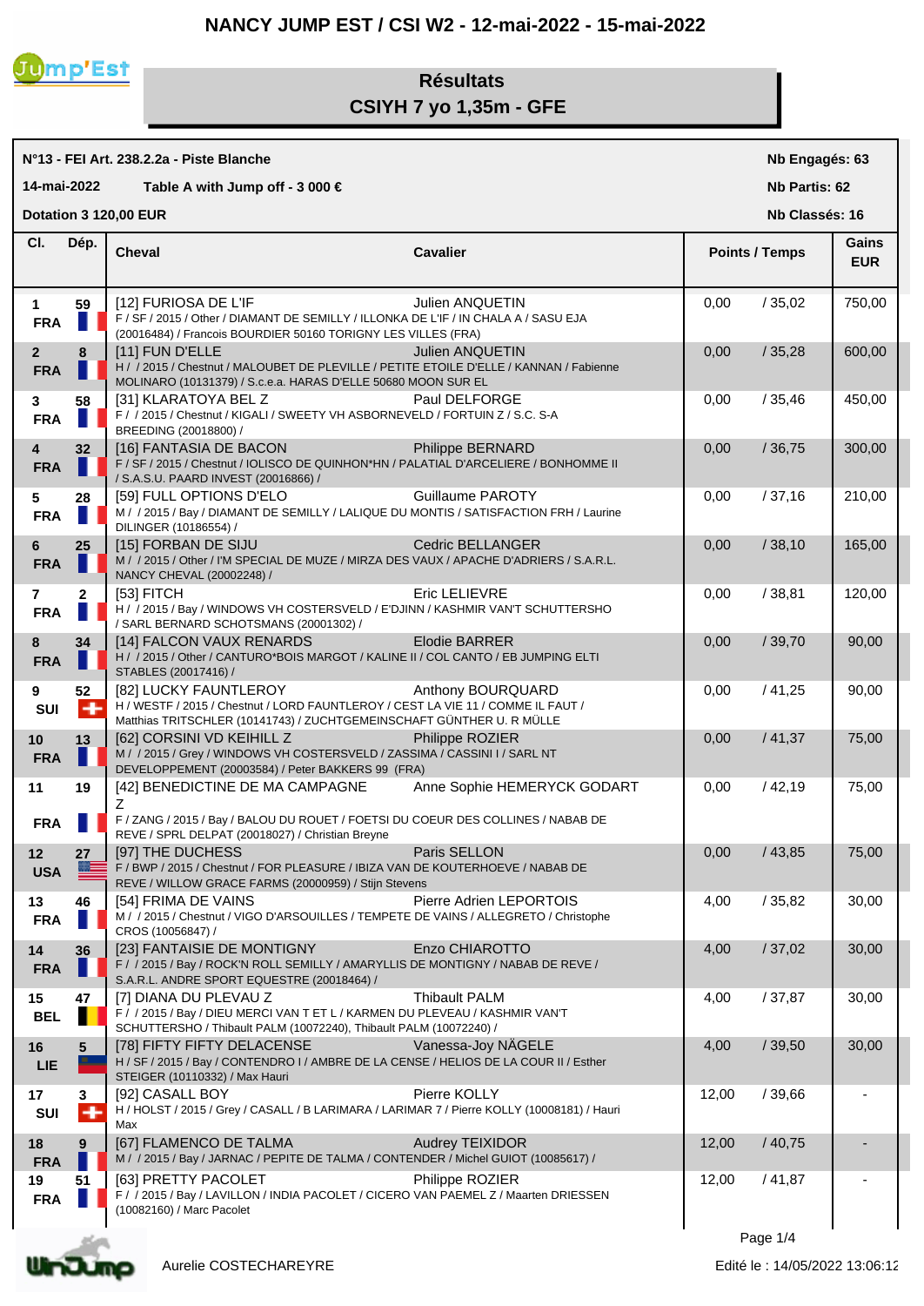# NANCY JUMP EST / CSI W2 - 12-mai-2022 - 15-mai-2022

## Résultats
## CSIYH 7 yo 1,35m - GFE

**N°13 - FEI Art. 238.2.2a - Piste Blanche** — **Nb Engagés: 63**

**14-mai-2022** — **Table A with Jump off - 3 000 €** — **Nb Partis: 62**

**Dotation 3 120,00 EUR** — **Nb Classés: 16**

| Cl. | Dép. | Cheval | Cavalier | Points / Temps | Gains EUR |
|---|---|---|---|---|---|
| 1 FRA | 59 | [12] FURIOSA DE L'IF<br>F / SF / 2015 / Other / DIAMANT DE SEMILLY / ILLONKA DE L'IF / IN CHALA A / SASU EJA (20016484) / Francois BOURDIER 50160 TORIGNY LES VILLES (FRA) | Julien ANQUETIN | 0,00 / 35,02 | 750,00 |
| 2 FRA | 8 | [11] FUN D'ELLE<br>H / / 2015 / Chestnut / MALOUBET DE PLEVILLE / PETITE ETOILE D'ELLE / KANNAN / Fabienne MOLINARO (10131379) / S.c.e.a. HARAS D'ELLE 50680 MOON SUR EL | Julien ANQUETIN | 0,00 / 35,28 | 600,00 |
| 3 FRA | 58 | [31] KLARATOYA BEL Z<br>F / / 2015 / Chestnut / KIGALI / SWEETY VH ASBORNEVELD / FORTUIN Z / S.C. S-A BREEDING (20018800) / | Paul DELFORGE | 0,00 / 35,46 | 450,00 |
| 4 FRA | 32 | [16] FANTASIA DE BACON<br>F / SF / 2015 / Chestnut / IOLISCO DE QUINHON*HN / PALATIAL D'ARCELIERE / BONHOMME II / S.A.S.U. PAARD INVEST (20016866) / | Philippe BERNARD | 0,00 / 36,75 | 300,00 |
| 5 FRA | 28 | [59] FULL OPTIONS D'ELO<br>M / / 2015 / Bay / DIAMANT DE SEMILLY / LALIQUE DU MONTIS / SATISFACTION FRH / Laurine DILINGER (10186554) / | Guillaume PAROTY | 0,00 / 37,16 | 210,00 |
| 6 FRA | 25 | [15] FORBAN DE SIJU<br>M / / 2015 / Other / I'M SPECIAL DE MUZE / MIRZA DES VAUX / APACHE D'ADRIERS / S.A.R.L. NANCY CHEVAL (20002248) / | Cedric BELLANGER | 0,00 / 38,10 | 165,00 |
| 7 FRA | 2 | [53] FITCH<br>H / / 2015 / Bay / WINDOWS VH COSTERSVELD / E'DJINN / KASHMIR VAN'T SCHUTTERSHO / SARL BERNARD SCHOTSMANS (20001302) / | Eric LELIEVRE | 0,00 / 38,81 | 120,00 |
| 8 FRA | 34 | [14] FALCON VAUX RENARDS<br>H / / 2015 / Other / CANTURO*BOIS MARGOT / KALINE II / COL CANTO / EB JUMPING ELTI STABLES (20017416) / | Elodie BARRER | 0,00 / 39,70 | 90,00 |
| 9 SUI | 52 | [82] LUCKY FAUNTLEROY<br>H / WESTF / 2015 / Chestnut / LORD FAUNTLEROY / CEST LA VIE 11 / COMME IL FAUT / Matthias TRITSCHLER (10141743) / ZUCHTGEMEINSCHAFT GÜNTHER U. R MÜLLE | Anthony BOURQUARD | 0,00 / 41,25 | 90,00 |
| 10 FRA | 13 | [62] CORSINI VD KEIHILL Z<br>M / / 2015 / Grey / WINDOWS VH COSTERSVELD / ZASSIMA / CASSINI I / SARL NT DEVELOPPEMENT (20003584) / Peter BAKKERS 99 (FRA) | Philippe ROZIER | 0,00 / 41,37 | 75,00 |
| 11 FRA | 19 | [42] BENEDICTINE DE MA CAMPAGNE Z<br>F / ZANG / 2015 / Bay / BALOU DU ROUET / FOETSI DU COEUR DES COLLINES / NABAB DE REVE / SPRL DELPAT (20018027) / Christian Breyne | Anne Sophie HEMERYCK GODART | 0,00 / 42,19 | 75,00 |
| 12 USA | 27 | [97] THE DUCHESS<br>F / BWP / 2015 / Chestnut / FOR PLEASURE / IBIZA VAN DE KOUTERHOEVE / NABAB DE REVE / WILLOW GRACE FARMS (20000959) / Stijn Stevens | Paris SELLON | 0,00 / 43,85 | 75,00 |
| 13 FRA | 46 | [54] FRIMA DE VAINS<br>M / / 2015 / Chestnut / VIGO D'ARSOUILLES / TEMPETE DE VAINS / ALLEGRETO / Christophe CROS (10056847) / | Pierre Adrien LEPORTOIS | 4,00 / 35,82 | 30,00 |
| 14 FRA | 36 | [23] FANTAISIE DE MONTIGNY<br>F / / 2015 / Bay / ROCK'N ROLL SEMILLY / AMARYLLIS DE MONTIGNY / NABAB DE REVE / S.A.R.L. ANDRE SPORT EQUESTRE (20018464) / | Enzo CHIAROTTO | 4,00 / 37,02 | 30,00 |
| 15 BEL | 47 | [7] DIANA DU PLEVAU Z<br>F / / 2015 / Bay / DIEU MERCI VAN T ET L / KARMEN DU PLEVEAU / KASHMIR VAN'T SCHUTTERSHO / Thibault PALM (10072240), Thibault PALM (10072240) / | Thibault PALM | 4,00 / 37,87 | 30,00 |
| 16 LIE | 5 | [78] FIFTY FIFTY DELACENSE<br>H / SF / 2015 / Bay / CONTENDRO I / AMBRE DE LA CENSE / HELIOS DE LA COUR II / Esther STEIGER (10110332) / Max Hauri | Vanessa-Joy NÄGELE | 4,00 / 39,50 | 30,00 |
| 17 SUI | 3 | [92] CASALL BOY<br>H / HOLST / 2015 / Grey / CASALL / B LARIMARA / LARIMAR 7 / Pierre KOLLY (10008181) / Hauri Max | Pierre KOLLY | 12,00 / 39,66 | - |
| 18 FRA | 9 | [67] FLAMENCO DE TALMA<br>M / / 2015 / Bay / JARNAC / PEPITE DE TALMA / CONTENDER / Michel GUIOT (10085617) / | Audrey TEIXIDOR | 12,00 / 40,75 | - |
| 19 FRA | 51 | [63] PRETTY PACOLET<br>F / / 2015 / Bay / LAVILLON / INDIA PACOLET / CICERO VAN PAEMEL Z / Maarten DRIESSEN (10082160) / Marc Pacolet | Philippe ROZIER | 12,00 / 41,87 | - |

Aurelie COSTECHAREYRE

Edité le : 14/05/2022 13:06:12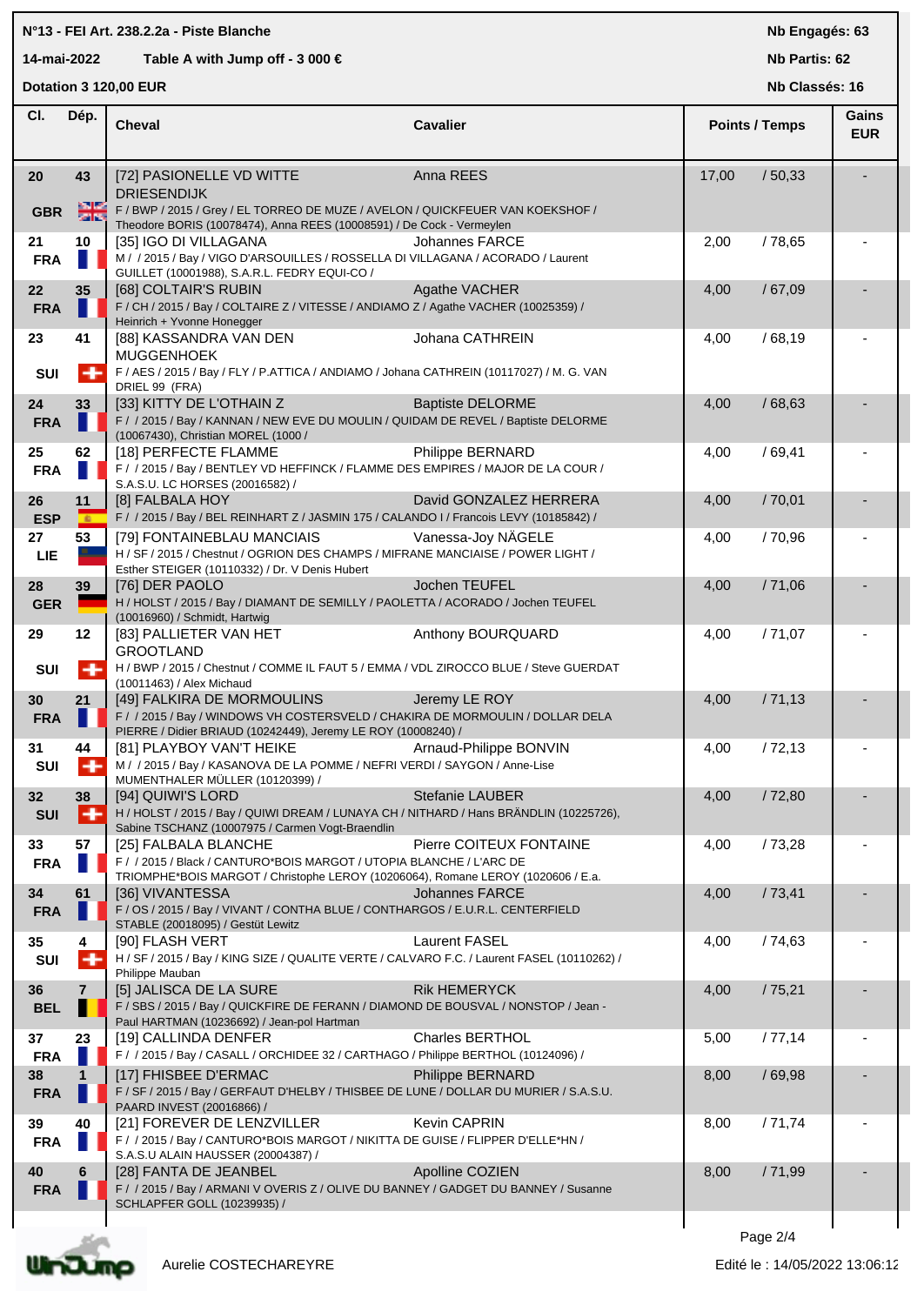N°13 - FEI Art. 238.2.2a - Piste Blanche

14-mai-2022 Table A with Jump off - 3 000 €

Dotation 3 120,00 EUR

Nb Engagés: 63

Nb Partis: 62

Nb Classés: 16

| Cl. | Dép. | Cheval | Cavalier | Points | Temps | Gains EUR |
|---|---|---|---|---|---|---|
| 20 GBR | 43 | [72] PASIONELLE VD WITTE DRIESENDIJK<br>F / BWP / 2015 / Grey / EL TORREO DE MUZE / AVELON / QUICKFEUER VAN KOEKSHOF / Theodore BORIS (10078474), Anna REES (10008591) / De Cock - Vermeylen | Anna REES | 17,00 | / 50,33 | - |
| 21 FRA | 10 | [35] IGO DI VILLAGANA<br>M / / 2015 / Bay / VIGO D'ARSOUILLES / ROSSELLA DI VILLAGANA / ACORADO / Laurent GUILLET (10001988), S.A.R.L. FEDRY EQUI-CO / | Johannes FARCE | 2,00 | / 78,65 | - |
| 22 FRA | 35 | [68] COLTAIR'S RUBIN<br>F / CH / 2015 / Bay / COLTAIRE Z / VITESSE / ANDIAMO Z / Agathe VACHER (10025359) / Heinrich + Yvonne Honegger | Agathe VACHER | 4,00 | / 67,09 | - |
| 23 SUI | 41 | [88] KASSANDRA VAN DEN MUGGENHOEK<br>F / AES / 2015 / Bay / FLY / P.ATTICA / ANDIAMO / Johana CATHREIN (10117027) / M. G. VAN DRIEL 99 (FRA) | Johana CATHREIN | 4,00 | / 68,19 | - |
| 24 FRA | 33 | [33] KITTY DE L'OTHAIN Z<br>F / / 2015 / Bay / KANNAN / NEW EVE DU MOULIN / QUIDAM DE REVEL / Baptiste DELORME (10067430), Christian MOREL (1000 / | Baptiste DELORME | 4,00 | / 68,63 | - |
| 25 FRA | 62 | [18] PERFECTE FLAMME<br>F / / 2015 / Bay / BENTLEY VD HEFFINCK / FLAMME DES EMPIRES / MAJOR DE LA COUR / S.A.S.U. LC HORSES (20016582) / | Philippe BERNARD | 4,00 | / 69,41 | - |
| 26 ESP | 11 | [8] FALBALA HOY<br>F / / 2015 / Bay / BEL REINHART Z / JASMIN 175 / CALANDO I / Francois LEVY (10185842) / | David GONZALEZ HERRERA | 4,00 | / 70,01 | - |
| 27 LIE | 53 | [79] FONTAINEBLAU MANCIAIS<br>H / SF / 2015 / Chestnut / OGRION DES CHAMPS / MIFRANE MANCIAISE / POWER LIGHT / Esther STEIGER (10110332) / Dr. V Denis Hubert | Vanessa-Joy NÄGELE | 4,00 | / 70,96 | - |
| 28 GER | 39 | [76] DER PAOLO<br>H / HOLST / 2015 / Bay / DIAMANT DE SEMILLY / PAOLETTA / ACORADO / Jochen TEUFEL (10016960) / Schmidt, Hartwig | Jochen TEUFEL | 4,00 | / 71,06 | - |
| 29 SUI | 12 | [83] PALLIETER VAN HET GROOTLAND<br>H / BWP / 2015 / Chestnut / COMME IL FAUT 5 / EMMA / VDL ZIROCCO BLUE / Steve GUERDAT (10011463) / Alex Michaud | Anthony BOURQUARD | 4,00 | / 71,07 | - |
| 30 FRA | 21 | [49] FALKIRA DE MORMOULINS<br>F / / 2015 / Bay / WINDOWS VH COSTERSVELD / CHAKIRA DE MORMOULIN / DOLLAR DELA PIERRE / Didier BRIAUD (10242449), Jeremy LE ROY (10008240) / | Jeremy LE ROY | 4,00 | / 71,13 | - |
| 31 SUI | 44 | [81] PLAYBOY VAN'T HEIKE<br>M / / 2015 / Bay / KASANOVA DE LA POMME / NEFRI VERDI / SAYGON / Anne-Lise MUMENTHALER MÜLLER (10120399) / | Arnaud-Philippe BONVIN | 4,00 | / 72,13 | - |
| 32 SUI | 38 | [94] QUIWI'S LORD<br>H / HOLST / 2015 / Bay / QUIWI DREAM / LUNAYA CH / NITHARD / Hans BRÄNDLIN (10225726), Sabine TSCHANZ (10007975 / Carmen Vogt-Braendlin | Stefanie LAUBER | 4,00 | / 72,80 | - |
| 33 FRA | 57 | [25] FALBALA BLANCHE<br>F / / 2015 / Black / CANTURO*BOIS MARGOT / UTOPIA BLANCHE / L'ARC DE TRIOMPHE*BOIS MARGOT / Christophe LEROY (10206064), Romane LEROY (1020606 / E.a. | Pierre COITEUX FONTAINE | 4,00 | / 73,28 | - |
| 34 FRA | 61 | [36] VIVANTESSA<br>F / OS / 2015 / Bay / VIVANT / CONTHA BLUE / CONTHARGOS / E.U.R.L. CENTERFIELD STABLE (20018095) / Gestüt Lewitz | Johannes FARCE | 4,00 | / 73,41 | - |
| 35 SUI | 4 | [90] FLASH VERT<br>H / SF / 2015 / Bay / KING SIZE / QUALITE VERTE / CALVARO F.C. / Laurent FASEL (10110262) / Philippe Mauban | Laurent FASEL | 4,00 | / 74,63 | - |
| 36 BEL | 7 | [5] JALISCA DE LA SURE<br>F / SBS / 2015 / Bay / QUICKFIRE DE FERANN / DIAMOND DE BOUSVAL / NONSTOP / Jean - Paul HARTMAN (10236692) / Jean-pol Hartman | Rik HEMERYCK | 4,00 | / 75,21 | - |
| 37 FRA | 23 | [19] CALLINDA DENFER<br>F / / 2015 / Bay / CASALL / ORCHIDEE 32 / CARTHAGO / Philippe BERTHOL (10124096) / | Charles BERTHOL | 5,00 | / 77,14 | - |
| 38 FRA | 1 | [17] FHISBEE D'ERMAC<br>F / SF / 2015 / Bay / GERFAUT D'HELBY / THISBEE DE LUNE / DOLLAR DU MURIER / S.A.S.U. PAARD INVEST (20016866) / | Philippe BERNARD | 8,00 | / 69,98 | - |
| 39 FRA | 40 | [21] FOREVER DE LENZVILLER<br>F / / 2015 / Bay / CANTURO*BOIS MARGOT / NIKITTA DE GUISE / FLIPPER D'ELLE*HN / S.A.S.U ALAIN HAUSSER (20004387) / | Kevin CAPRIN | 8,00 | / 71,74 | - |
| 40 FRA | 6 | [28] FANTA DE JEANBEL<br>F / / 2015 / Bay / ARMANI V OVERIS Z / OLIVE DU BANNEY / GADGET DU BANNEY / Susanne SCHLAPFER GOLL (10239935) / | Apolline COZIEN | 8,00 | / 71,99 | - |

Aurelie COSTECHAREYRE

Edité le : 14/05/2022 13:06:12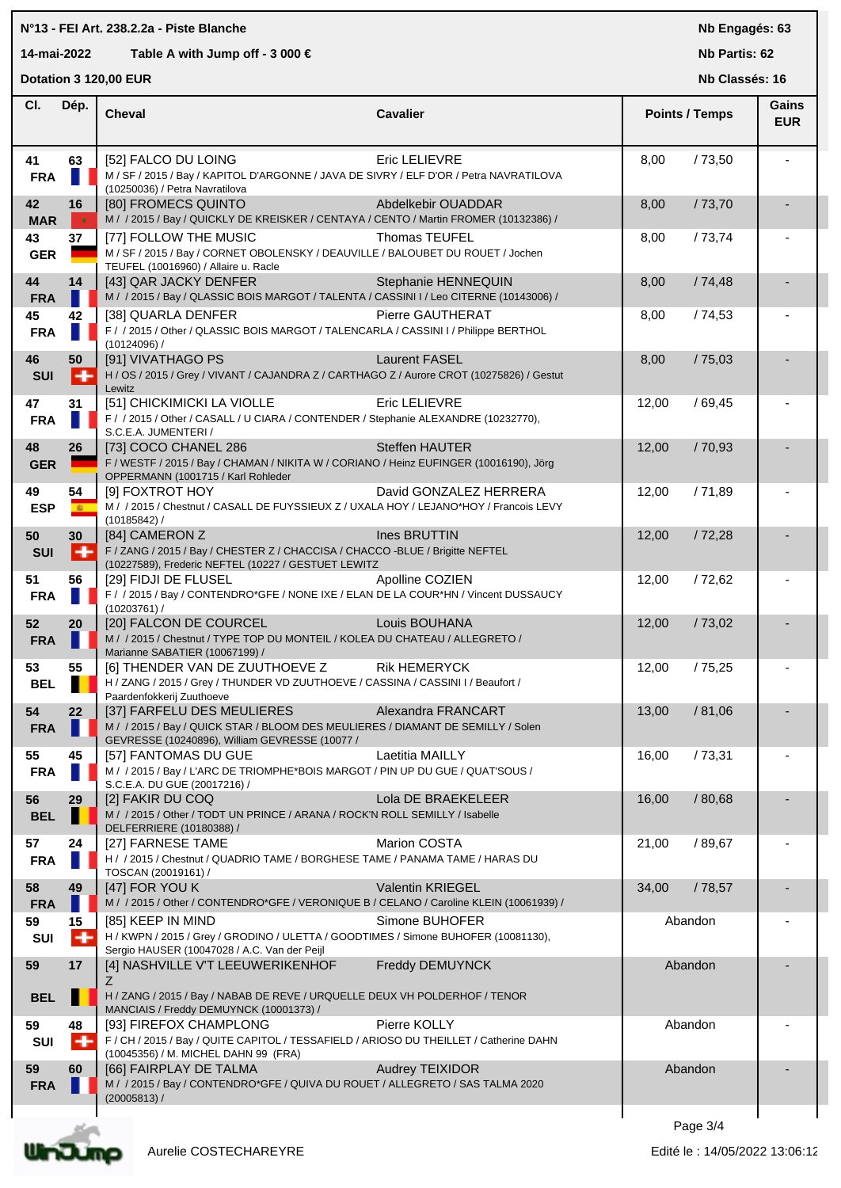**N°13 - FEI Art. 238.2.2a - Piste Blanche**

**14-mai-2022** **Table A with Jump off - 3 000 €**

**Dotation 3 120,00 EUR**

**Nb Engagés: 63**

**Nb Partis: 62**

**Nb Classés: 16**

| Cl. | Dép. | Cheval | Cavalier | Points / Temps | Gains EUR |
|---|---|---|---|---|---|
| 41 FRA | 63 | [52] FALCO DU LOING<br>M / SF / 2015 / Bay / KAPITOL D'ARGONNE / JAVA DE SIVRY / ELF D'OR / Petra NAVRATILOVA (10250036) / Petra Navratilova | Eric LELIEVRE | 8,00 / 73,50 | - |
| 42 MAR | 16 | [80] FROMECS QUINTO<br>M / / 2015 / Bay / QUICKLY DE KREISKER / CENTAYA / CENTO / Martin FROMER (10132386) / | Abdelkebir OUADDAR | 8,00 / 73,70 | - |
| 43 GER | 37 | [77] FOLLOW THE MUSIC<br>M / SF / 2015 / Bay / CORNET OBOLENSKY / DEAUVILLE / BALOUBET DU ROUET / Jochen TEUFEL (10016960) / Allaire u. Racle | Thomas TEUFEL | 8,00 / 73,74 | - |
| 44 FRA | 14 | [43] QAR JACKY DENFER<br>M / / 2015 / Bay / QLASSIC BOIS MARGOT / TALENTA / CASSINI I / Leo CITERNE (10143006) / | Stephanie HENNEQUIN | 8,00 / 74,48 | - |
| 45 FRA | 42 | [38] QUARLA DENFER<br>F / / 2015 / Other / QLASSIC BOIS MARGOT / TALENCARLA / CASSINI I / Philippe BERTHOL (10124096) / | Pierre GAUTHERAT | 8,00 / 74,53 | - |
| 46 SUI | 50 | [91] VIVATHAGO PS<br>H / OS / 2015 / Grey / VIVANT / CAJANDRA Z / CARTHAGO Z / Aurore CROT (10275826) / Gestut Lewitz | Laurent FASEL | 8,00 / 75,03 | - |
| 47 FRA | 31 | [51] CHICKIMICKI LA VIOLLE<br>F / / 2015 / Other / CASALL / U CIARA / CONTENDER / Stephanie ALEXANDRE (10232770), S.C.E.A. JUMENTERI / | Eric LELIEVRE | 12,00 / 69,45 | - |
| 48 GER | 26 | [73] COCO CHANEL 286<br>F / WESTF / 2015 / Bay / CHAMAN / NIKITA W / CORIANO / Heinz EUFINGER (10016190), Jörg OPPERMANN (1001715 / Karl Rohleder | Steffen HAUTER | 12,00 / 70,93 | - |
| 49 ESP | 54 | [9] FOXTROT HOY<br>M / / 2015 / Chestnut / CASALL DE FUYSSIEUX Z / UXALA HOY / LEJANO*HOY / Francois LEVY (10185842) / | David GONZALEZ HERRERA | 12,00 / 71,89 | - |
| 50 SUI | 30 | [84] CAMERON Z<br>F / ZANG / 2015 / Bay / CHESTER Z / CHACCISA / CHACCO -BLUE / Brigitte NEFTEL (10227589), Frederic NEFTEL (10227 / GESTUET LEWITZ | Ines BRUTTIN | 12,00 / 72,28 | - |
| 51 FRA | 56 | [29] FIDJI DE FLUSEL<br>F / / 2015 / Bay / CONTENDRO*GFE / NONE IXE / ELAN DE LA COUR*HN / Vincent DUSSAUCY (10203761) / | Apolline COZIEN | 12,00 / 72,62 | - |
| 52 FRA | 20 | [20] FALCON DE COURCEL<br>M / / 2015 / Chestnut / TYPE TOP DU MONTEIL / KOLEA DU CHATEAU / ALLEGRETO / Marianne SABATIER (10067199) / | Louis BOUHANA | 12,00 / 73,02 | - |
| 53 BEL | 55 | [6] THENDER VAN DE ZUUTHOEVE Z<br>H / ZANG / 2015 / Grey / THUNDER VD ZUUTHOEVE / CASSINA / CASSINI I / Beaufort / Paardenfokkerij Zuuthoeve | Rik HEMERYCK | 12,00 / 75,25 | - |
| 54 FRA | 22 | [37] FARFELU DES MEULIERES<br>M / / 2015 / Bay / QUICK STAR / BLOOM DES MEULIERES / DIAMANT DE SEMILLY / Solen GEVRESSE (10240896), William GEVRESSE (10077 / | Alexandra FRANCART | 13,00 / 81,06 | - |
| 55 FRA | 45 | [57] FANTOMAS DU GUE<br>M / / 2015 / Bay / L'ARC DE TRIOMPHE*BOIS MARGOT / PIN UP DU GUE / QUAT'SOUS / S.C.E.A. DU GUE (20017216) / | Laetitia MAILLY | 16,00 / 73,31 | - |
| 56 BEL | 29 | [2] FAKIR DU COQ<br>M / / 2015 / Other / TODT UN PRINCE / ARANA / ROCK'N ROLL SEMILLY / Isabelle DELFERRIERE (10180388) / | Lola DE BRAEKELEER | 16,00 / 80,68 | - |
| 57 FRA | 24 | [27] FARNESE TAME<br>H / / 2015 / Chestnut / QUADRIO TAME / BORGHESE TAME / PANAMA TAME / HARAS DU TOSCAN (20019161) / | Marion COSTA | 21,00 / 89,67 | - |
| 58 FRA | 49 | [47] FOR YOU K<br>M / / 2015 / Other / CONTENDRO*GFE / VERONIQUE B / CELANO / Caroline KLEIN (10061939) / | Valentin KRIEGEL | 34,00 / 78,57 | - |
| 59 SUI | 15 | [85] KEEP IN MIND<br>H / KWPN / 2015 / Grey / GRODINO / ULETTA / GOODTIMES / Simone BUHOFER (10081130), Sergio HAUSER (10047028 / A.C. Van der Peijl | Simone BUHOFER | Abandon | - |
| 59 BEL | 17 | [4] NASHVILLE V'T LEEUWERIKENHOF Z<br>H / ZANG / 2015 / Bay / NABAB DE REVE / URQUELLE DEUX VH POLDERHOF / TENOR MANCIAIS / Freddy DEMUYNCK (10001373) / | Freddy DEMUYNCK | Abandon | - |
| 59 SUI | 48 | [93] FIREFOX CHAMPLONG<br>F / CH / 2015 / Bay / QUITE CAPITOL / TESSAFIELD / ARIOSO DU THEILLET / Catherine DAHN (10045356) / M. MICHEL DAHN 99 (FRA) | Pierre KOLLY | Abandon | - |
| 59 FRA | 60 | [66] FAIRPLAY DE TALMA<br>M / / 2015 / Bay / CONTENDRO*GFE / QUIVA DU ROUET / ALLEGRETO / SAS TALMA 2020 (20005813) / | Audrey TEIXIDOR | Abandon | - |

Aurelie COSTECHAREYRE

Edité le : 14/05/2022 13:06:12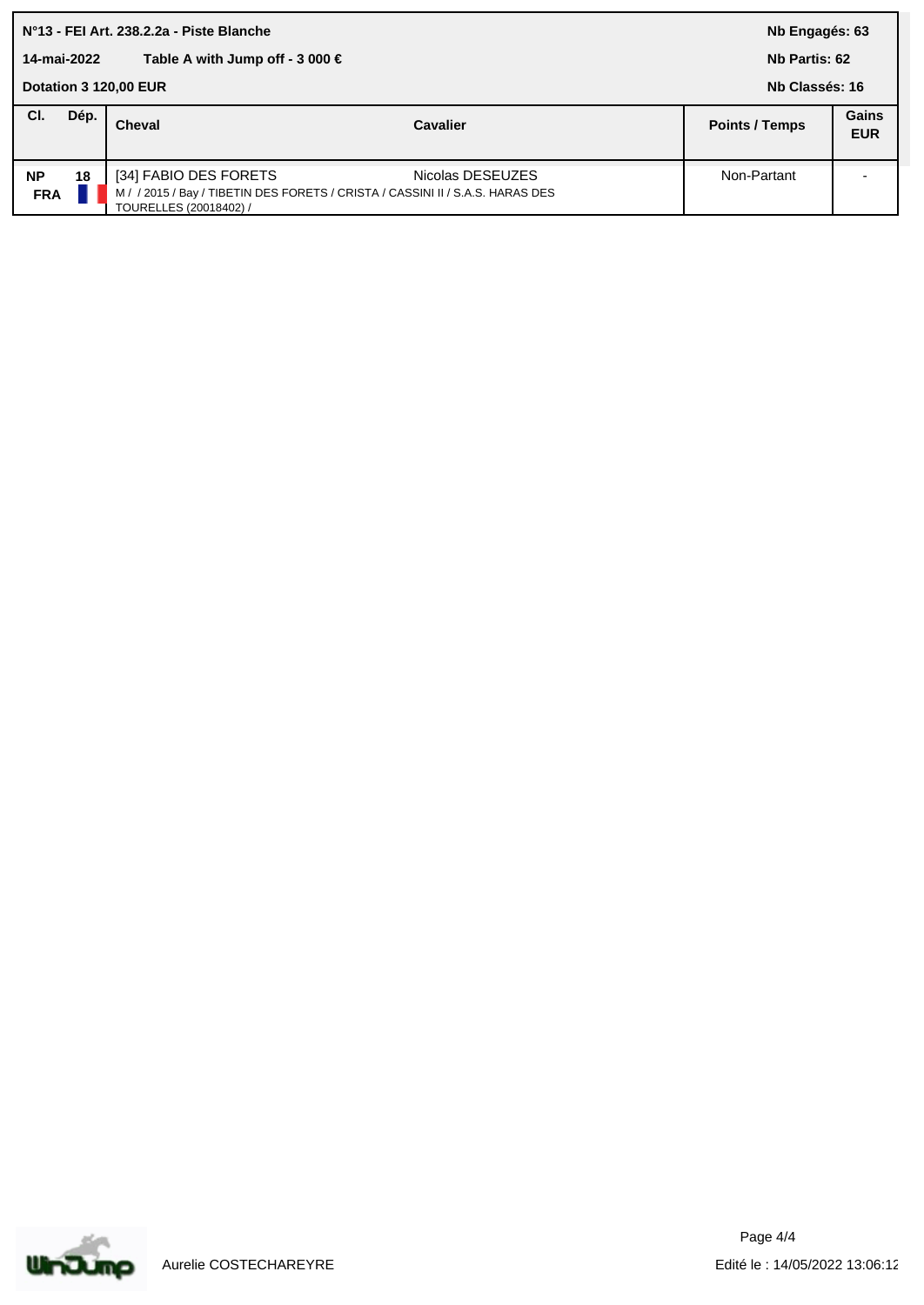**N°13 - FEI Art. 238.2.2a - Piste Blanche**

**14-mai-2022** **Table A with Jump off - 3 000 €**

**Dotation 3 120,00 EUR**

**Nb Engagés: 63**

**Nb Partis: 62**

**Nb Classés: 16**

| Cl. | Dép. | Cheval | Cavalier | Points / Temps | Gains EUR |
|---|---|---|---|---|---|
| NP FRA | 18 | [34] FABIO DES FORETS<br>M / / 2015 / Bay / TIBETIN DES FORETS / CRISTA / CASSINI II / S.A.S. HARAS DES TOURELLES (20018402) / | Nicolas DESEUZES | Non-Partant | - |

Aurelie COSTECHAREYRE

Edité le : 14/05/2022 13:06:12